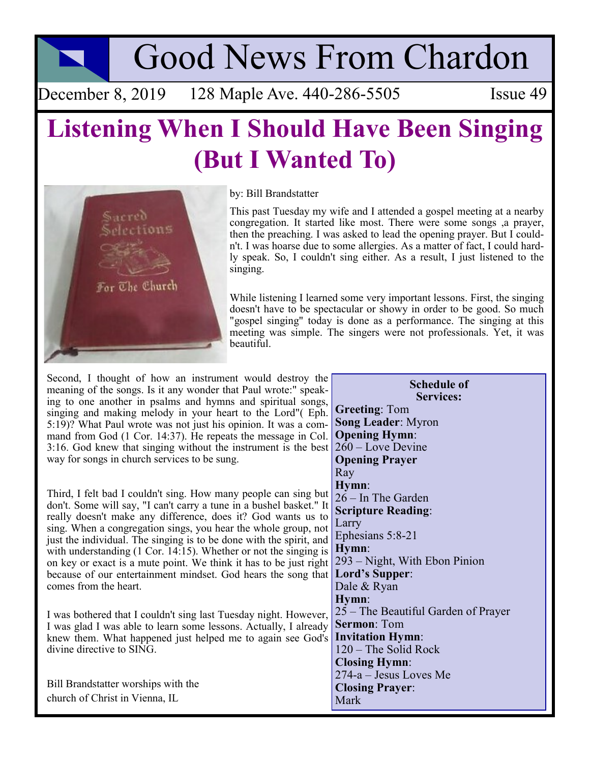# Good News From Chardon

December 8, 2019 128 Maple Ave. 440-286-5505 Issue 49

## Listening When I Should Have Been Singing (But I Wanted To)

by: Bill Brandstatter

This past Tuesday my wife and I attended a gospel meeting at a nearby congregation. It started like most. There were some songs ,a prayer, then the preaching. I was asked to lead the opening prayer. But I couldn't. I was hoarse due to some allergies. As a matter of fact, I could hardly speak. So, I couldn't sing either. As a result, I just listened to the singing.

While listening I learned some very important lessons. First, the singing doesn't have to be spectacular or showy in order to be good. So much "gospel singing" today is done as a performance. The singing at this meeting was simple. The singers were not professionals. Yet, it was beautiful.

Second, I thought of how an instrument would destroy the meaning of the songs. Is it any wonder that Paul wrote:" speaking to one another in psalms and hymns and spiritual songs, singing and making melody in your heart to the Lord"( Eph. 5:19)? What Paul wrote was not just his opinion. It was a command from God (1 Cor. 14:37). He repeats the message in Col. 3:16. God knew that singing without the instrument is the best way for songs in church services to be sung.

Third, I felt bad I couldn't sing. How many people can sing but don't. Some will say, "I can't carry a tune in a bushel basket." It really doesn't make any difference, does it? God wants us to sing. When a congregation sings, you hear the whole group, not just the individual. The singing is to be done with the spirit, and with understanding (1 Cor. 14:15). Whether or not the singing is on key or exact is a mute point. We think it has to be just right because of our entertainment mindset. God hears the song that comes from the heart.

I was bothered that I couldn't sing last Tuesday night. However, I was glad I was able to learn some lessons. Actually, I already knew them. What happened just helped me to again see God's divine directive to SING.

Bill Brandstatter worships with the church of Christ in Vienna, IL

**Schedule of Services:**

**Greeting**: Tom
**Song Leader**: Myron
**Opening Hymn**:
260 – Love Devine
**Opening Prayer**
Ray
**Hymn**:
26 – In The Garden
**Scripture Reading**:
Larry
Ephesians 5:8-21
**Hymn**:
293 – Night, With Ebon Pinion
**Lord's Supper**:
Dale & Ryan
**Hymn**:
25 – The Beautiful Garden of Prayer
**Sermon**: Tom
**Invitation Hymn**:
120 – The Solid Rock
**Closing Hymn**:
274-a – Jesus Loves Me
**Closing Prayer**:
Mark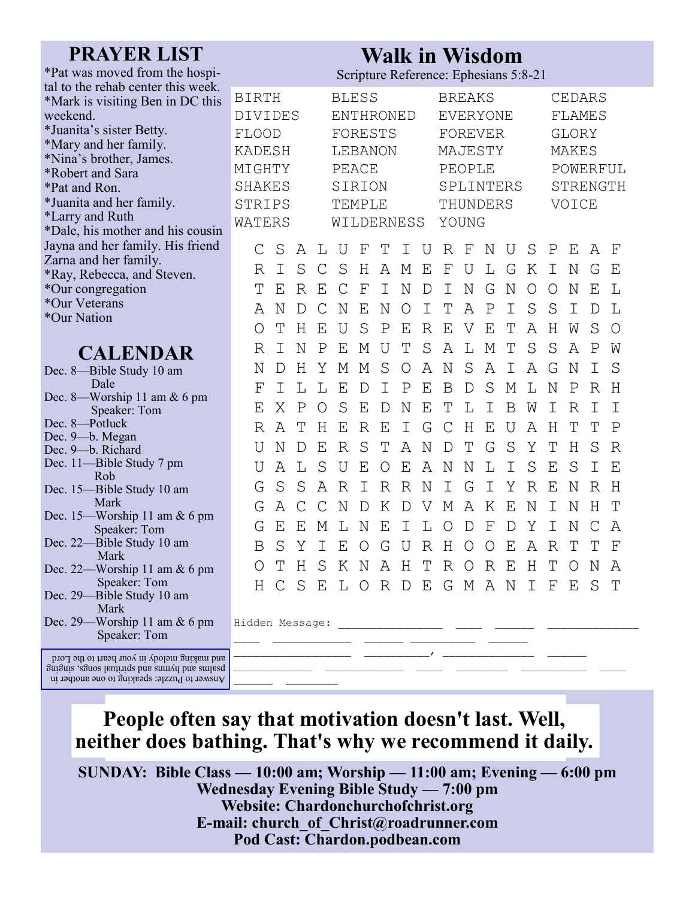## PRAYER LIST

*Pat was moved from the hospital to the rehab center this week.
*Mark is visiting Ben in DC this weekend.
*Juanita's sister Betty.
*Mary and her family.
*Nina's brother, James.
*Robert and Sara
*Pat and Ron.
*Juanita and her family.
*Larry and Ruth
*Dale, his mother and his cousin Jayna and her family. His friend Zarna and her family.
*Ray, Rebecca, and Steven.
*Our congregation
*Our Veterans
*Our Nation

## CALENDAR

Dec. 8—Bible Study 10 am
Dale
Dec. 8—Worship 11 am & 6 pm
Speaker: Tom
Dec. 8—Potluck
Dec. 9—b. Megan
Dec. 9—b. Richard
Dec. 11—Bible Study 7 pm
Rob
Dec. 15—Bible Study 10 am
Mark
Dec. 15—Worship 11 am & 6 pm
Speaker: Tom
Dec. 22—Bible Study 10 am
Mark
Dec. 22—Worship 11 am & 6 pm
Speaker: Tom
Dec. 29—Bible Study 10 am
Mark
Dec. 29—Worship 11 am & 6 pm
Speaker: Tom

Answer to Puzzle: speaking to one another in psalms and hymns and spiritual songs, singing and making melody in your heart to the Lord

# Walk in Wisdom

Scripture Reference: Ephesians 5:8-21

| | | | |
|---|---|---|---|
| BIRTH | BLESS | BREAKS | CEDARS |
| DIVIDES | ENTHRONED | EVERYONE | FLAMES |
| FLOOD | FORESTS | FOREVER | GLORY |
| KADESH | LEBANON | MAJESTY | MAKES |
| MIGHTY | PEACE | PEOPLE | POWERFUL |
| SHAKES | SIRION | SPLINTERS | STRENGTH |
| STRIPS | TEMPLE | THUNDERS | VOICE |
| WATERS | WILDERNESS | YOUNG | |

```
C S A L U F T I U R F N U S P E A F
R I S C S H A M E F U L G K I N G E
T E R E C F I N D I N G N O O N E L
A N D C N E N O I T A P I S S I D L
O T H E U S P E R E V E T A H W S O
R I N P E M U T S A L M T S S A P W
N D H Y M M S O A N S A I A G N I S
F I L L E D I P E B D S M L N P R H
E X P O S E D N E T L I B W I R I I
R A T H E R E I G C H E U A H T T P
U N D E R S T A N D T G S Y T H S R
U A L S U E O E A N N L I S E S I E
G S S A R I R R N I G I Y R E N R H
G A C C N D K D V M A K E N I N H T
G E E M L N E I L O D F D Y I N C A
B S Y I E O G U R H O O E A R T T F
O T H S K N A H T R O R E H T O N A
H C S E L O R D E G M A N I F E S T
```

Hidden Message: ______________ ___ _____ ___________ ___ __________ _____ _________ _____ ______________ _________, ____________ _____ ___________ ___________ ___ _______ _________ ___ _____ _______

**People often say that motivation doesn't last. Well, neither does bathing. That's why we recommend it daily.**

**SUNDAY: Bible Class — 10:00 am; Worship — 11:00 am; Evening — 6:00 pm**
**Wednesday Evening Bible Study — 7:00 pm**
**Website: Chardonchurchofchrist.org**
**E-mail: church_of_Christ@roadrunner.com**
**Pod Cast: Chardon.podbean.com**